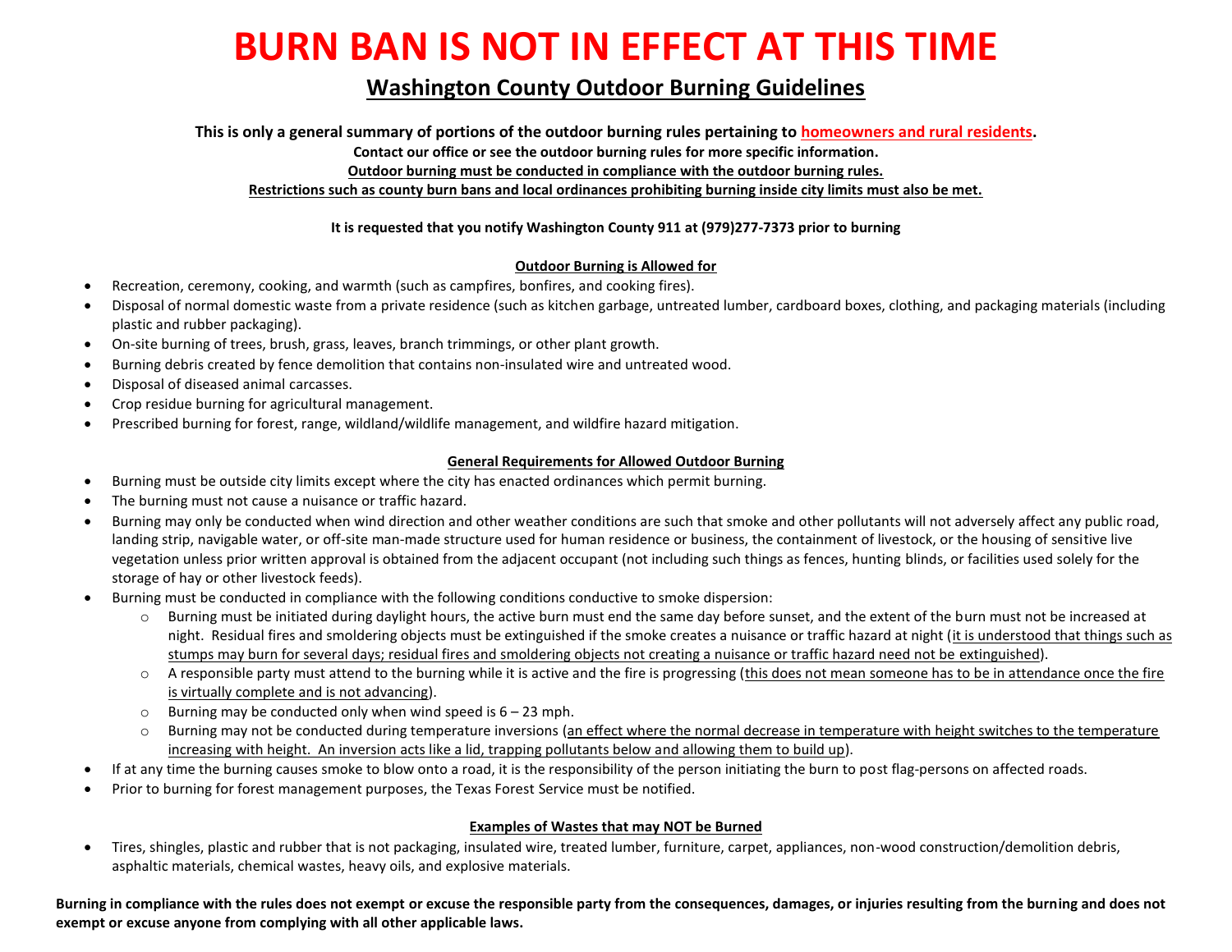# BURN BAN IS NOT IN EFFECT AT THIS TIME

## Washington County Outdoor Burning Guidelines

**This is only a general summary of portions of the outdoor burning rules pertaining to homeowners and rural residents.**

**Contact our office or see the outdoor burning rules for more specific information.**

**Outdoor burning must be conducted in compliance with the outdoor burning rules.**

**Restrictions such as county burn bans and local ordinances prohibiting burning inside city limits must also be met.**

**It is requested that you notify Washington County 911 at (979)277-7373 prior to burning**

### Outdoor Burning is Allowed for

- Recreation, ceremony, cooking, and warmth (such as campfires, bonfires, and cooking fires).
- Disposal of normal domestic waste from a private residence (such as kitchen garbage, untreated lumber, cardboard boxes, clothing, and packaging materials (including plastic and rubber packaging).
- On-site burning of trees, brush, grass, leaves, branch trimmings, or other plant growth.
- Burning debris created by fence demolition that contains non-insulated wire and untreated wood.
- Disposal of diseased animal carcasses.
- Crop residue burning for agricultural management.
- Prescribed burning for forest, range, wildland/wildlife management, and wildfire hazard mitigation.

### General Requirements for Allowed Outdoor Burning

- Burning must be outside city limits except where the city has enacted ordinances which permit burning.
- The burning must not cause a nuisance or traffic hazard.
- Burning may only be conducted when wind direction and other weather conditions are such that smoke and other pollutants will not adversely affect any public road, landing strip, navigable water, or off-site man-made structure used for human residence or business, the containment of livestock, or the housing of sensitive live vegetation unless prior written approval is obtained from the adjacent occupant (not including such things as fences, hunting blinds, or facilities used solely for the storage of hay or other livestock feeds).
- Burning must be conducted in compliance with the following conditions conductive to smoke dispersion:
  - Burning must be initiated during daylight hours, the active burn must end the same day before sunset, and the extent of the burn must not be increased at night. Residual fires and smoldering objects must be extinguished if the smoke creates a nuisance or traffic hazard at night (it is understood that things such as stumps may burn for several days; residual fires and smoldering objects not creating a nuisance or traffic hazard need not be extinguished).
  - A responsible party must attend to the burning while it is active and the fire is progressing (this does not mean someone has to be in attendance once the fire is virtually complete and is not advancing).
  - Burning may be conducted only when wind speed is 6 – 23 mph.
  - Burning may not be conducted during temperature inversions (an effect where the normal decrease in temperature with height switches to the temperature increasing with height. An inversion acts like a lid, trapping pollutants below and allowing them to build up).
- If at any time the burning causes smoke to blow onto a road, it is the responsibility of the person initiating the burn to post flag-persons on affected roads.
- Prior to burning for forest management purposes, the Texas Forest Service must be notified.

### Examples of Wastes that may NOT be Burned

- Tires, shingles, plastic and rubber that is not packaging, insulated wire, treated lumber, furniture, carpet, appliances, non-wood construction/demolition debris, asphaltic materials, chemical wastes, heavy oils, and explosive materials.

**Burning in compliance with the rules does not exempt or excuse the responsible party from the consequences, damages, or injuries resulting from the burning and does not exempt or excuse anyone from complying with all other applicable laws.**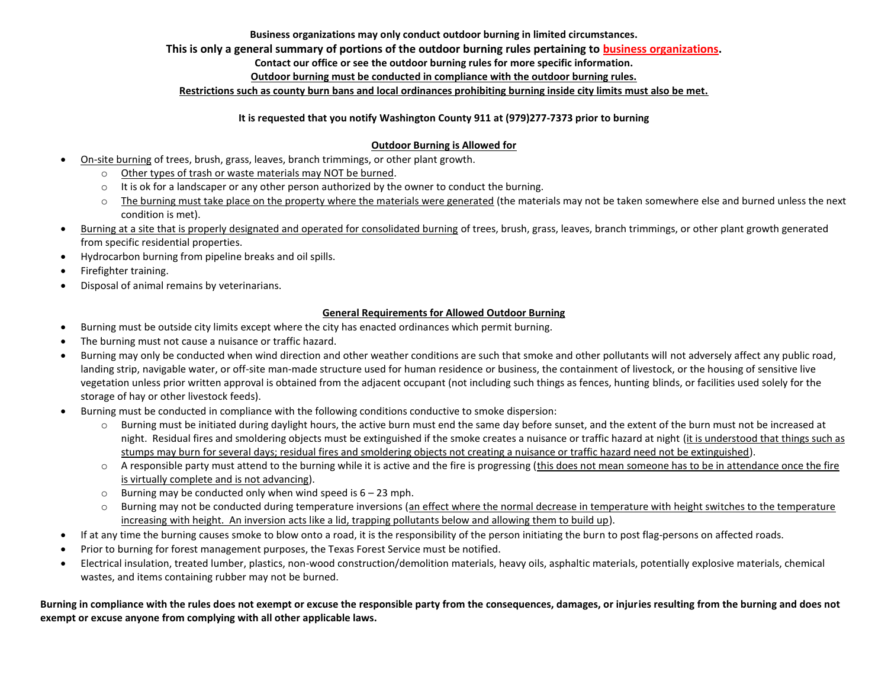**Business organizations may only conduct outdoor burning in limited circumstances.**

**This is only a general summary of portions of the outdoor burning rules pertaining to business organizations.**

**Contact our office or see the outdoor burning rules for more specific information.**

**Outdoor burning must be conducted in compliance with the outdoor burning rules.**

**Restrictions such as county burn bans and local ordinances prohibiting burning inside city limits must also be met.**

**It is requested that you notify Washington County 911 at (979)277-7373 prior to burning**

## Outdoor Burning is Allowed for

- On-site burning of trees, brush, grass, leaves, branch trimmings, or other plant growth.
  - Other types of trash or waste materials may NOT be burned.
  - It is ok for a landscaper or any other person authorized by the owner to conduct the burning.
  - The burning must take place on the property where the materials were generated (the materials may not be taken somewhere else and burned unless the next condition is met).
- Burning at a site that is properly designated and operated for consolidated burning of trees, brush, grass, leaves, branch trimmings, or other plant growth generated from specific residential properties.
- Hydrocarbon burning from pipeline breaks and oil spills.
- Firefighter training.
- Disposal of animal remains by veterinarians.

## General Requirements for Allowed Outdoor Burning

- Burning must be outside city limits except where the city has enacted ordinances which permit burning.
- The burning must not cause a nuisance or traffic hazard.
- Burning may only be conducted when wind direction and other weather conditions are such that smoke and other pollutants will not adversely affect any public road, landing strip, navigable water, or off-site man-made structure used for human residence or business, the containment of livestock, or the housing of sensitive live vegetation unless prior written approval is obtained from the adjacent occupant (not including such things as fences, hunting blinds, or facilities used solely for the storage of hay or other livestock feeds).
- Burning must be conducted in compliance with the following conditions conductive to smoke dispersion:
  - Burning must be initiated during daylight hours, the active burn must end the same day before sunset, and the extent of the burn must not be increased at night. Residual fires and smoldering objects must be extinguished if the smoke creates a nuisance or traffic hazard at night (it is understood that things such as stumps may burn for several days; residual fires and smoldering objects not creating a nuisance or traffic hazard need not be extinguished).
  - A responsible party must attend to the burning while it is active and the fire is progressing (this does not mean someone has to be in attendance once the fire is virtually complete and is not advancing).
  - Burning may be conducted only when wind speed is 6 – 23 mph.
  - Burning may not be conducted during temperature inversions (an effect where the normal decrease in temperature with height switches to the temperature increasing with height. An inversion acts like a lid, trapping pollutants below and allowing them to build up).
- If at any time the burning causes smoke to blow onto a road, it is the responsibility of the person initiating the burn to post flag-persons on affected roads.
- Prior to burning for forest management purposes, the Texas Forest Service must be notified.
- Electrical insulation, treated lumber, plastics, non-wood construction/demolition materials, heavy oils, asphaltic materials, potentially explosive materials, chemical wastes, and items containing rubber may not be burned.

**Burning in compliance with the rules does not exempt or excuse the responsible party from the consequences, damages, or injuries resulting from the burning and does not exempt or excuse anyone from complying with all other applicable laws.**